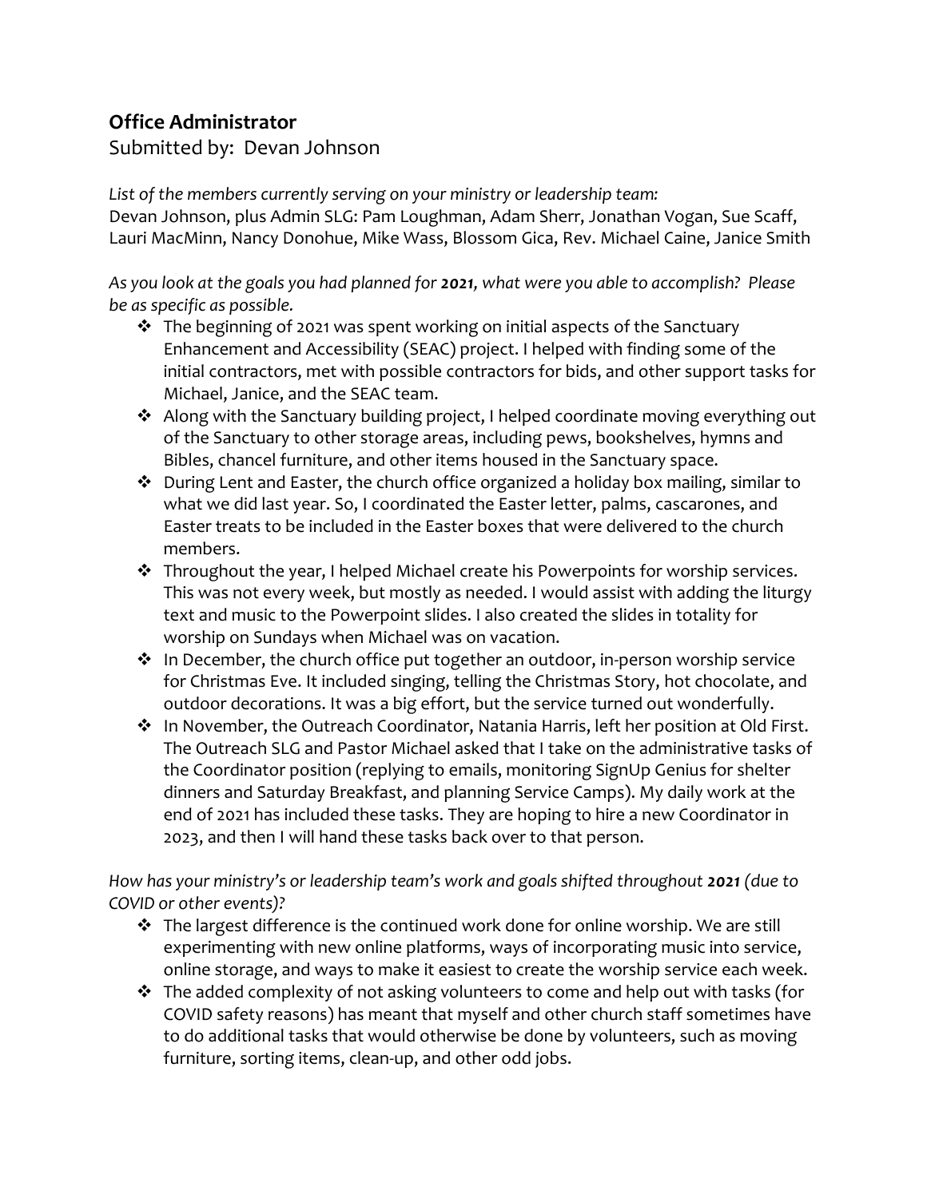## Office Administrator

Submitted by: Devan Johnson

*List of the members currently serving on your ministry or leadership team:*
Devan Johnson, plus Admin SLG: Pam Loughman, Adam Sherr, Jonathan Vogan, Sue Scaff, Lauri MacMinn, Nancy Donohue, Mike Wass, Blossom Gica, Rev. Michael Caine, Janice Smith

*As you look at the goals you had planned for **2021**, what were you able to accomplish? Please be as specific as possible.*

- The beginning of 2021 was spent working on initial aspects of the Sanctuary Enhancement and Accessibility (SEAC) project. I helped with finding some of the initial contractors, met with possible contractors for bids, and other support tasks for Michael, Janice, and the SEAC team.
- Along with the Sanctuary building project, I helped coordinate moving everything out of the Sanctuary to other storage areas, including pews, bookshelves, hymns and Bibles, chancel furniture, and other items housed in the Sanctuary space.
- During Lent and Easter, the church office organized a holiday box mailing, similar to what we did last year. So, I coordinated the Easter letter, palms, cascarones, and Easter treats to be included in the Easter boxes that were delivered to the church members.
- Throughout the year, I helped Michael create his Powerpoints for worship services. This was not every week, but mostly as needed. I would assist with adding the liturgy text and music to the Powerpoint slides. I also created the slides in totality for worship on Sundays when Michael was on vacation.
- In December, the church office put together an outdoor, in-person worship service for Christmas Eve. It included singing, telling the Christmas Story, hot chocolate, and outdoor decorations. It was a big effort, but the service turned out wonderfully.
- In November, the Outreach Coordinator, Natania Harris, left her position at Old First. The Outreach SLG and Pastor Michael asked that I take on the administrative tasks of the Coordinator position (replying to emails, monitoring SignUp Genius for shelter dinners and Saturday Breakfast, and planning Service Camps). My daily work at the end of 2021 has included these tasks. They are hoping to hire a new Coordinator in 2023, and then I will hand these tasks back over to that person.

*How has your ministry's or leadership team's work and goals shifted throughout **2021** (due to COVID or other events)?*

- The largest difference is the continued work done for online worship. We are still experimenting with new online platforms, ways of incorporating music into service, online storage, and ways to make it easiest to create the worship service each week.
- The added complexity of not asking volunteers to come and help out with tasks (for COVID safety reasons) has meant that myself and other church staff sometimes have to do additional tasks that would otherwise be done by volunteers, such as moving furniture, sorting items, clean-up, and other odd jobs.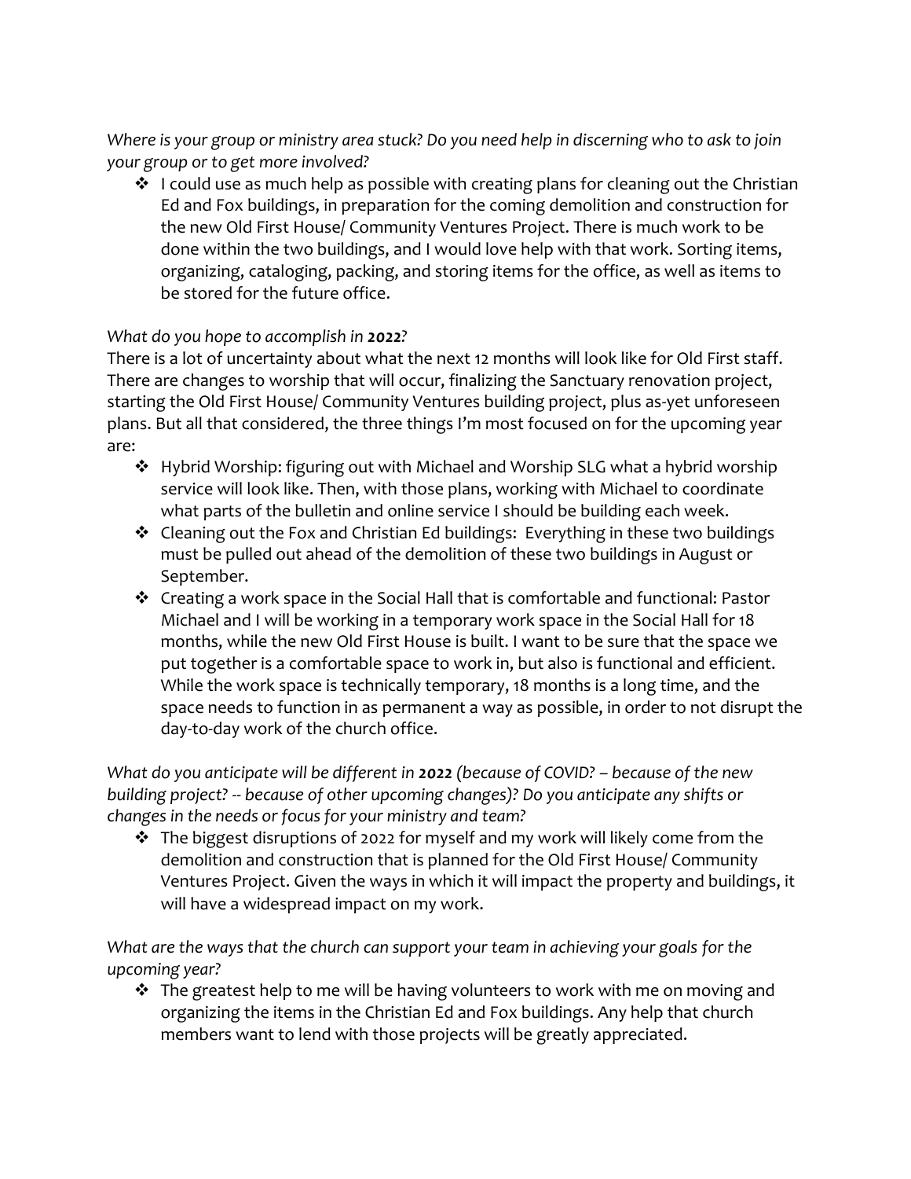*Where is your group or ministry area stuck? Do you need help in discerning who to ask to join your group or to get more involved?*

- I could use as much help as possible with creating plans for cleaning out the Christian Ed and Fox buildings, in preparation for the coming demolition and construction for the new Old First House/ Community Ventures Project. There is much work to be done within the two buildings, and I would love help with that work. Sorting items, organizing, cataloging, packing, and storing items for the office, as well as items to be stored for the future office.

*What do you hope to accomplish in **2022**?*

There is a lot of uncertainty about what the next 12 months will look like for Old First staff. There are changes to worship that will occur, finalizing the Sanctuary renovation project, starting the Old First House/ Community Ventures building project, plus as-yet unforeseen plans. But all that considered, the three things I'm most focused on for the upcoming year are:

- Hybrid Worship: figuring out with Michael and Worship SLG what a hybrid worship service will look like. Then, with those plans, working with Michael to coordinate what parts of the bulletin and online service I should be building each week.
- Cleaning out the Fox and Christian Ed buildings: Everything in these two buildings must be pulled out ahead of the demolition of these two buildings in August or September.
- Creating a work space in the Social Hall that is comfortable and functional: Pastor Michael and I will be working in a temporary work space in the Social Hall for 18 months, while the new Old First House is built. I want to be sure that the space we put together is a comfortable space to work in, but also is functional and efficient. While the work space is technically temporary, 18 months is a long time, and the space needs to function in as permanent a way as possible, in order to not disrupt the day-to-day work of the church office.

*What do you anticipate will be different in **2022** (because of COVID? – because of the new building project? -- because of other upcoming changes)? Do you anticipate any shifts or changes in the needs or focus for your ministry and team?*

- The biggest disruptions of 2022 for myself and my work will likely come from the demolition and construction that is planned for the Old First House/ Community Ventures Project. Given the ways in which it will impact the property and buildings, it will have a widespread impact on my work.

*What are the ways that the church can support your team in achieving your goals for the upcoming year?*

- The greatest help to me will be having volunteers to work with me on moving and organizing the items in the Christian Ed and Fox buildings. Any help that church members want to lend with those projects will be greatly appreciated.